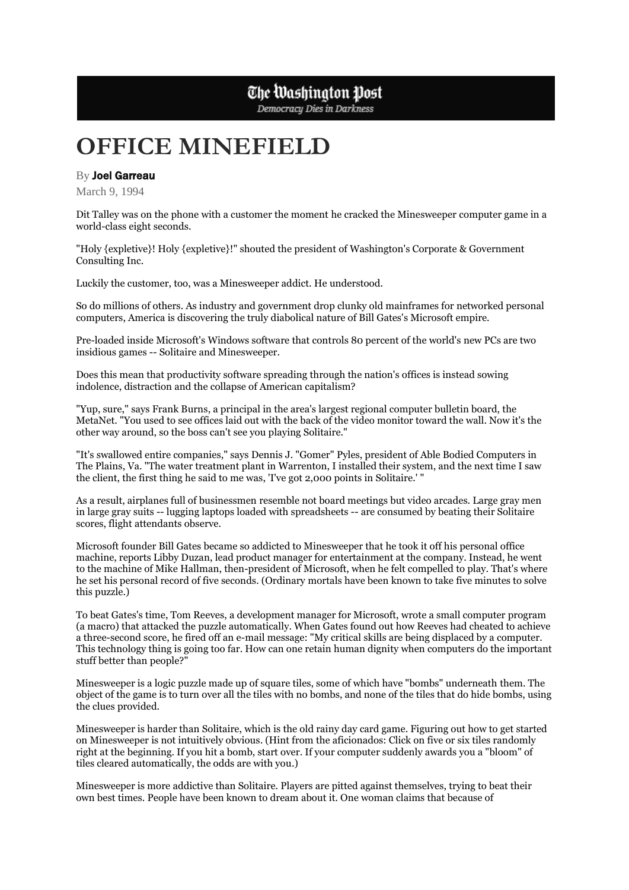The Washington Post
*Democracy Dies in Darkness*

# OFFICE MINEFIELD

By **Joel Garreau**

March 9, 1994

Dit Talley was on the phone with a customer the moment he cracked the Minesweeper computer game in a world-class eight seconds.

"Holy {expletive}! Holy {expletive}!" shouted the president of Washington's Corporate & Government Consulting Inc.

Luckily the customer, too, was a Minesweeper addict. He understood.

So do millions of others. As industry and government drop clunky old mainframes for networked personal computers, America is discovering the truly diabolical nature of Bill Gates's Microsoft empire.

Pre-loaded inside Microsoft's Windows software that controls 80 percent of the world's new PCs are two insidious games -- Solitaire and Minesweeper.

Does this mean that productivity software spreading through the nation's offices is instead sowing indolence, distraction and the collapse of American capitalism?

"Yup, sure," says Frank Burns, a principal in the area's largest regional computer bulletin board, the MetaNet. "You used to see offices laid out with the back of the video monitor toward the wall. Now it's the other way around, so the boss can't see you playing Solitaire."

"It's swallowed entire companies," says Dennis J. "Gomer" Pyles, president of Able Bodied Computers in The Plains, Va. "The water treatment plant in Warrenton, I installed their system, and the next time I saw the client, the first thing he said to me was, 'I've got 2,000 points in Solitaire.' "

As a result, airplanes full of businessmen resemble not board meetings but video arcades. Large gray men in large gray suits -- lugging laptops loaded with spreadsheets -- are consumed by beating their Solitaire scores, flight attendants observe.

Microsoft founder Bill Gates became so addicted to Minesweeper that he took it off his personal office machine, reports Libby Duzan, lead product manager for entertainment at the company. Instead, he went to the machine of Mike Hallman, then-president of Microsoft, when he felt compelled to play. That's where he set his personal record of five seconds. (Ordinary mortals have been known to take five minutes to solve this puzzle.)

To beat Gates's time, Tom Reeves, a development manager for Microsoft, wrote a small computer program (a macro) that attacked the puzzle automatically. When Gates found out how Reeves had cheated to achieve a three-second score, he fired off an e-mail message: "My critical skills are being displaced by a computer. This technology thing is going too far. How can one retain human dignity when computers do the important stuff better than people?"

Minesweeper is a logic puzzle made up of square tiles, some of which have "bombs" underneath them. The object of the game is to turn over all the tiles with no bombs, and none of the tiles that do hide bombs, using the clues provided.

Minesweeper is harder than Solitaire, which is the old rainy day card game. Figuring out how to get started on Minesweeper is not intuitively obvious. (Hint from the aficionados: Click on five or six tiles randomly right at the beginning. If you hit a bomb, start over. If your computer suddenly awards you a "bloom" of tiles cleared automatically, the odds are with you.)

Minesweeper is more addictive than Solitaire. Players are pitted against themselves, trying to beat their own best times. People have been known to dream about it. One woman claims that because of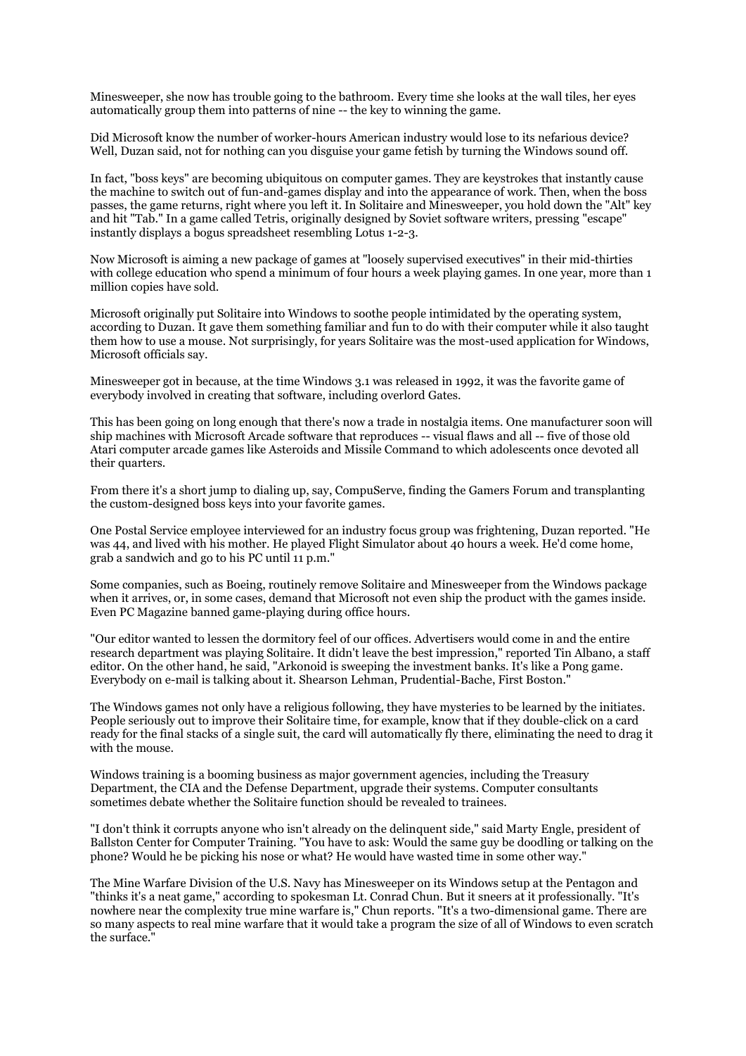Minesweeper, she now has trouble going to the bathroom. Every time she looks at the wall tiles, her eyes automatically group them into patterns of nine -- the key to winning the game.

Did Microsoft know the number of worker-hours American industry would lose to its nefarious device? Well, Duzan said, not for nothing can you disguise your game fetish by turning the Windows sound off.

In fact, "boss keys" are becoming ubiquitous on computer games. They are keystrokes that instantly cause the machine to switch out of fun-and-games display and into the appearance of work. Then, when the boss passes, the game returns, right where you left it. In Solitaire and Minesweeper, you hold down the "Alt" key and hit "Tab." In a game called Tetris, originally designed by Soviet software writers, pressing "escape" instantly displays a bogus spreadsheet resembling Lotus 1-2-3.

Now Microsoft is aiming a new package of games at "loosely supervised executives" in their mid-thirties with college education who spend a minimum of four hours a week playing games. In one year, more than 1 million copies have sold.

Microsoft originally put Solitaire into Windows to soothe people intimidated by the operating system, according to Duzan. It gave them something familiar and fun to do with their computer while it also taught them how to use a mouse. Not surprisingly, for years Solitaire was the most-used application for Windows, Microsoft officials say.

Minesweeper got in because, at the time Windows 3.1 was released in 1992, it was the favorite game of everybody involved in creating that software, including overlord Gates.

This has been going on long enough that there's now a trade in nostalgia items. One manufacturer soon will ship machines with Microsoft Arcade software that reproduces -- visual flaws and all -- five of those old Atari computer arcade games like Asteroids and Missile Command to which adolescents once devoted all their quarters.

From there it's a short jump to dialing up, say, CompuServe, finding the Gamers Forum and transplanting the custom-designed boss keys into your favorite games.

One Postal Service employee interviewed for an industry focus group was frightening, Duzan reported. "He was 44, and lived with his mother. He played Flight Simulator about 40 hours a week. He'd come home, grab a sandwich and go to his PC until 11 p.m."

Some companies, such as Boeing, routinely remove Solitaire and Minesweeper from the Windows package when it arrives, or, in some cases, demand that Microsoft not even ship the product with the games inside. Even PC Magazine banned game-playing during office hours.

"Our editor wanted to lessen the dormitory feel of our offices. Advertisers would come in and the entire research department was playing Solitaire. It didn't leave the best impression," reported Tin Albano, a staff editor. On the other hand, he said, "Arkonoid is sweeping the investment banks. It's like a Pong game. Everybody on e-mail is talking about it. Shearson Lehman, Prudential-Bache, First Boston."

The Windows games not only have a religious following, they have mysteries to be learned by the initiates. People seriously out to improve their Solitaire time, for example, know that if they double-click on a card ready for the final stacks of a single suit, the card will automatically fly there, eliminating the need to drag it with the mouse.

Windows training is a booming business as major government agencies, including the Treasury Department, the CIA and the Defense Department, upgrade their systems. Computer consultants sometimes debate whether the Solitaire function should be revealed to trainees.

"I don't think it corrupts anyone who isn't already on the delinquent side," said Marty Engle, president of Ballston Center for Computer Training. "You have to ask: Would the same guy be doodling or talking on the phone? Would he be picking his nose or what? He would have wasted time in some other way."

The Mine Warfare Division of the U.S. Navy has Minesweeper on its Windows setup at the Pentagon and "thinks it's a neat game," according to spokesman Lt. Conrad Chun. But it sneers at it professionally. "It's nowhere near the complexity true mine warfare is," Chun reports. "It's a two-dimensional game. There are so many aspects to real mine warfare that it would take a program the size of all of Windows to even scratch the surface."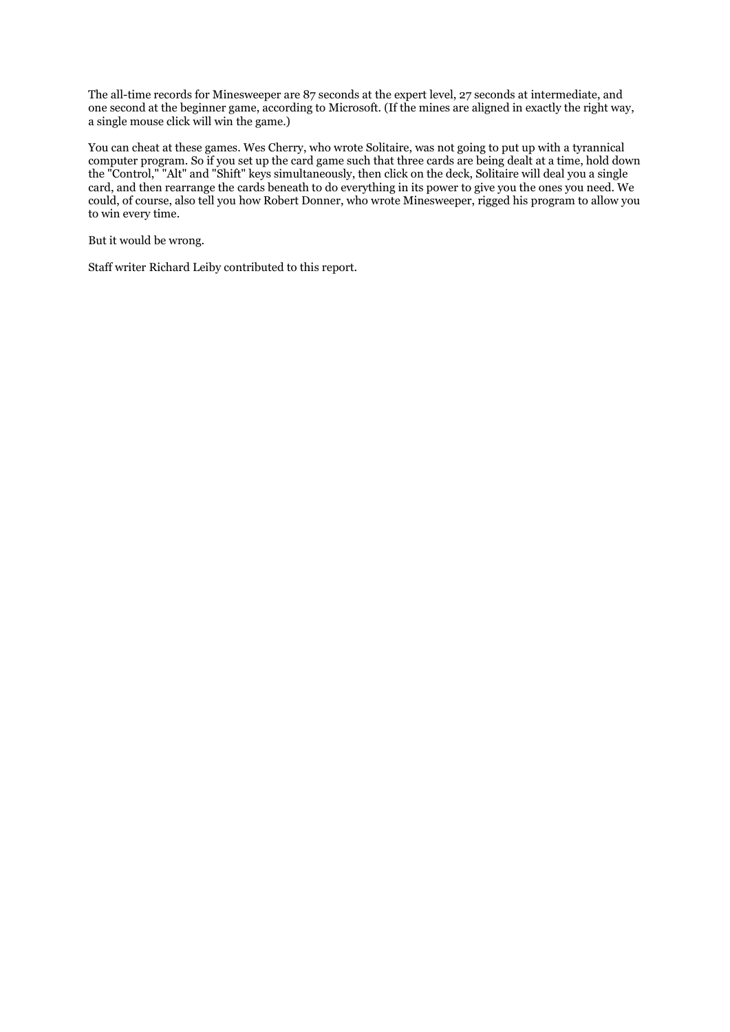The all-time records for Minesweeper are 87 seconds at the expert level, 27 seconds at intermediate, and one second at the beginner game, according to Microsoft. (If the mines are aligned in exactly the right way, a single mouse click will win the game.)

You can cheat at these games. Wes Cherry, who wrote Solitaire, was not going to put up with a tyrannical computer program. So if you set up the card game such that three cards are being dealt at a time, hold down the "Control," "Alt" and "Shift" keys simultaneously, then click on the deck, Solitaire will deal you a single card, and then rearrange the cards beneath to do everything in its power to give you the ones you need. We could, of course, also tell you how Robert Donner, who wrote Minesweeper, rigged his program to allow you to win every time.

But it would be wrong.

Staff writer Richard Leiby contributed to this report.